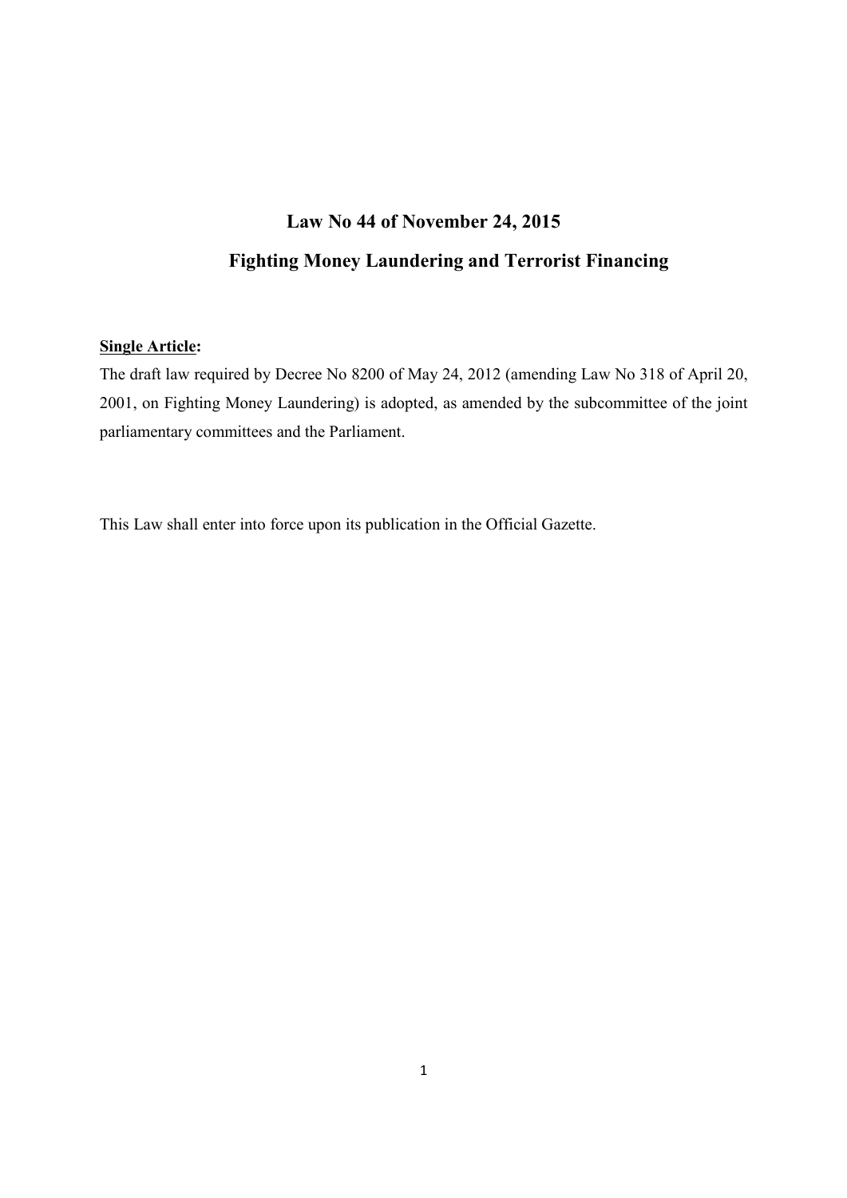# Law No 44 of November 24, 2015

## Fighting Money Laundering and Terrorist Financing

**<u>Single Article</u>:**

The draft law required by Decree No 8200 of May 24, 2012 (amending Law No 318 of April 20, 2001, on Fighting Money Laundering) is adopted, as amended by the subcommittee of the joint parliamentary committees and the Parliament.

This Law shall enter into force upon its publication in the Official Gazette.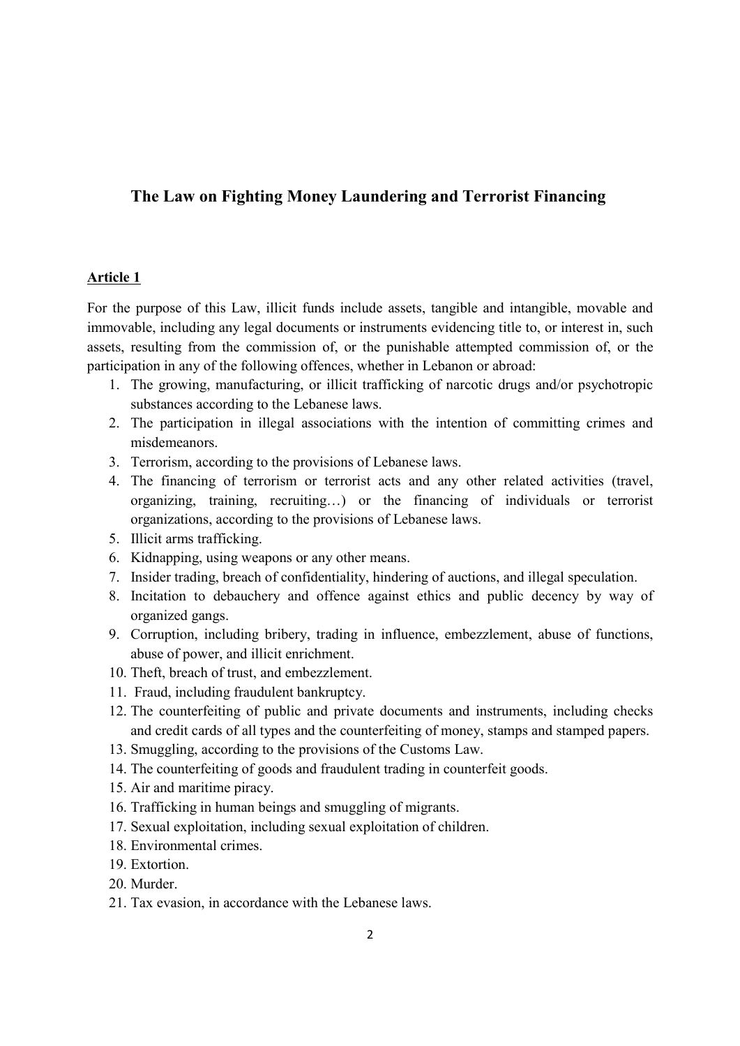# The Law on Fighting Money Laundering and Terrorist Financing

## Article 1

For the purpose of this Law, illicit funds include assets, tangible and intangible, movable and immovable, including any legal documents or instruments evidencing title to, or interest in, such assets, resulting from the commission of, or the punishable attempted commission of, or the participation in any of the following offences, whether in Lebanon or abroad:

1. The growing, manufacturing, or illicit trafficking of narcotic drugs and/or psychotropic substances according to the Lebanese laws.
2. The participation in illegal associations with the intention of committing crimes and misdemeanors.
3. Terrorism, according to the provisions of Lebanese laws.
4. The financing of terrorism or terrorist acts and any other related activities (travel, organizing, training, recruiting…) or the financing of individuals or terrorist organizations, according to the provisions of Lebanese laws.
5. Illicit arms trafficking.
6. Kidnapping, using weapons or any other means.
7. Insider trading, breach of confidentiality, hindering of auctions, and illegal speculation.
8. Incitation to debauchery and offence against ethics and public decency by way of organized gangs.
9. Corruption, including bribery, trading in influence, embezzlement, abuse of functions, abuse of power, and illicit enrichment.
10. Theft, breach of trust, and embezzlement.
11. Fraud, including fraudulent bankruptcy.
12. The counterfeiting of public and private documents and instruments, including checks and credit cards of all types and the counterfeiting of money, stamps and stamped papers.
13. Smuggling, according to the provisions of the Customs Law.
14. The counterfeiting of goods and fraudulent trading in counterfeit goods.
15. Air and maritime piracy.
16. Trafficking in human beings and smuggling of migrants.
17. Sexual exploitation, including sexual exploitation of children.
18. Environmental crimes.
19. Extortion.
20. Murder.
21. Tax evasion, in accordance with the Lebanese laws.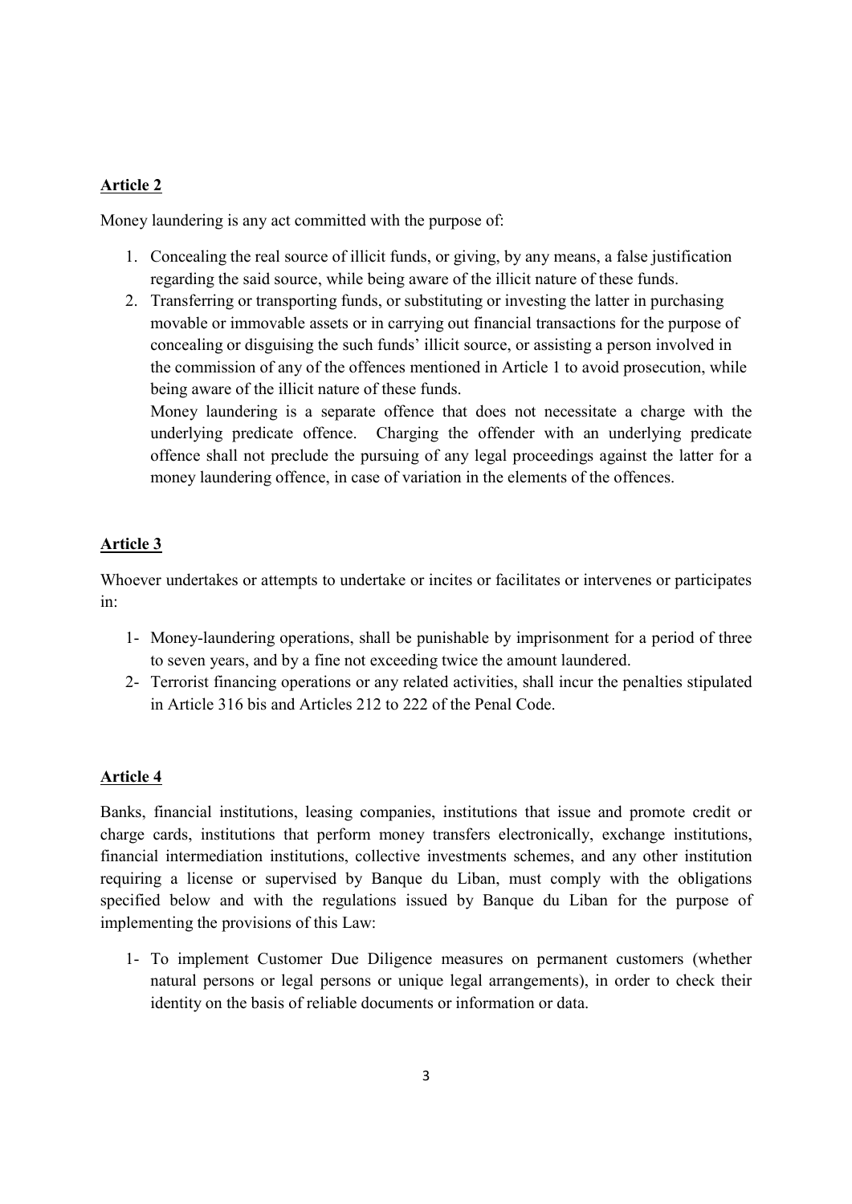**Article 2**

Money laundering is any act committed with the purpose of:

1. Concealing the real source of illicit funds, or giving, by any means, a false justification regarding the said source, while being aware of the illicit nature of these funds.
2. Transferring or transporting funds, or substituting or investing the latter in purchasing movable or immovable assets or in carrying out financial transactions for the purpose of concealing or disguising the such funds' illicit source, or assisting a person involved in the commission of any of the offences mentioned in Article 1 to avoid prosecution, while being aware of the illicit nature of these funds.

   Money laundering is a separate offence that does not necessitate a charge with the underlying predicate offence. Charging the offender with an underlying predicate offence shall not preclude the pursuing of any legal proceedings against the latter for a money laundering offence, in case of variation in the elements of the offences.

**Article 3**

Whoever undertakes or attempts to undertake or incites or facilitates or intervenes or participates in:

1- Money-laundering operations, shall be punishable by imprisonment for a period of three to seven years, and by a fine not exceeding twice the amount laundered.

2- Terrorist financing operations or any related activities, shall incur the penalties stipulated in Article 316 bis and Articles 212 to 222 of the Penal Code.

**Article 4**

Banks, financial institutions, leasing companies, institutions that issue and promote credit or charge cards, institutions that perform money transfers electronically, exchange institutions, financial intermediation institutions, collective investments schemes, and any other institution requiring a license or supervised by Banque du Liban, must comply with the obligations specified below and with the regulations issued by Banque du Liban for the purpose of implementing the provisions of this Law:

1- To implement Customer Due Diligence measures on permanent customers (whether natural persons or legal persons or unique legal arrangements), in order to check their identity on the basis of reliable documents or information or data.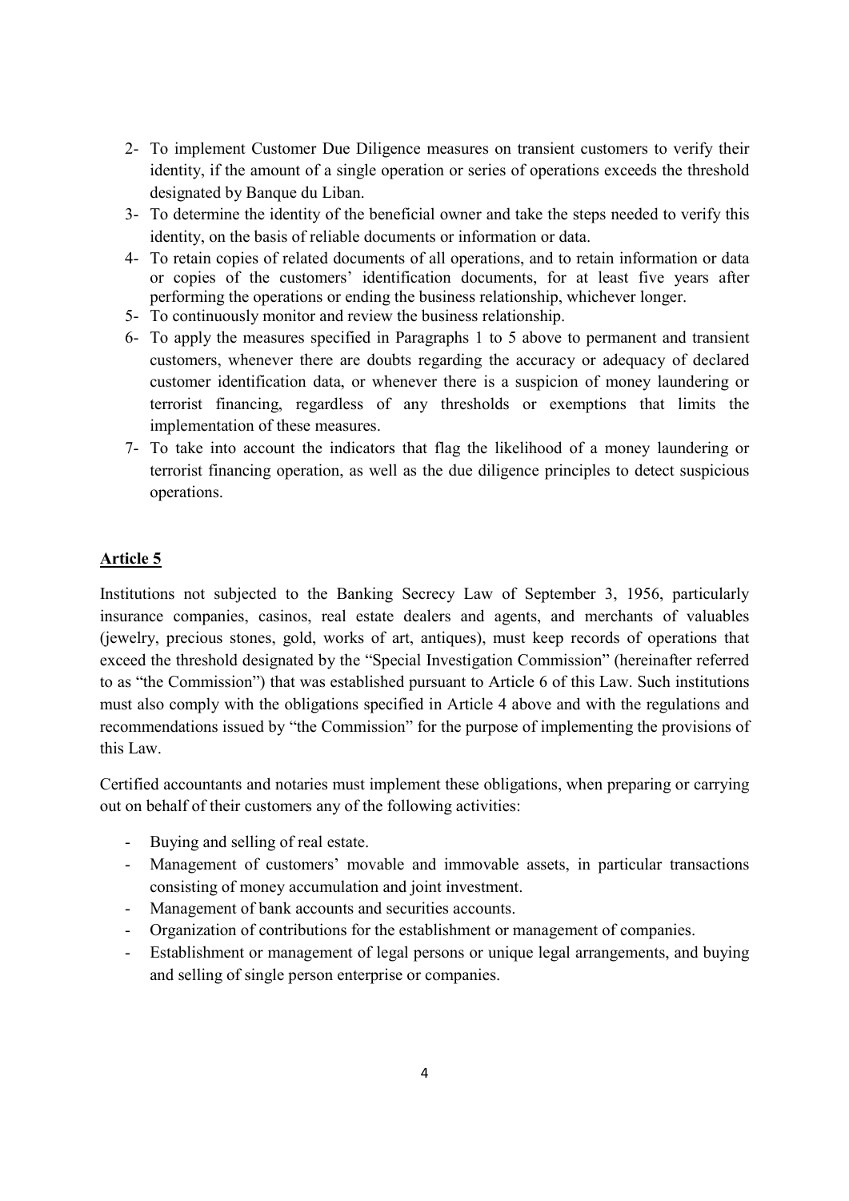2- To implement Customer Due Diligence measures on transient customers to verify their identity, if the amount of a single operation or series of operations exceeds the threshold designated by Banque du Liban.

3- To determine the identity of the beneficial owner and take the steps needed to verify this identity, on the basis of reliable documents or information or data.

4- To retain copies of related documents of all operations, and to retain information or data or copies of the customers' identification documents, for at least five years after performing the operations or ending the business relationship, whichever longer.

5- To continuously monitor and review the business relationship.

6- To apply the measures specified in Paragraphs 1 to 5 above to permanent and transient customers, whenever there are doubts regarding the accuracy or adequacy of declared customer identification data, or whenever there is a suspicion of money laundering or terrorist financing, regardless of any thresholds or exemptions that limits the implementation of these measures.

7- To take into account the indicators that flag the likelihood of a money laundering or terrorist financing operation, as well as the due diligence principles to detect suspicious operations.

## Article 5

Institutions not subjected to the Banking Secrecy Law of September 3, 1956, particularly insurance companies, casinos, real estate dealers and agents, and merchants of valuables (jewelry, precious stones, gold, works of art, antiques), must keep records of operations that exceed the threshold designated by the "Special Investigation Commission" (hereinafter referred to as "the Commission") that was established pursuant to Article 6 of this Law. Such institutions must also comply with the obligations specified in Article 4 above and with the regulations and recommendations issued by "the Commission" for the purpose of implementing the provisions of this Law.

Certified accountants and notaries must implement these obligations, when preparing or carrying out on behalf of their customers any of the following activities:

- Buying and selling of real estate.
- Management of customers' movable and immovable assets, in particular transactions consisting of money accumulation and joint investment.
- Management of bank accounts and securities accounts.
- Organization of contributions for the establishment or management of companies.
- Establishment or management of legal persons or unique legal arrangements, and buying and selling of single person enterprise or companies.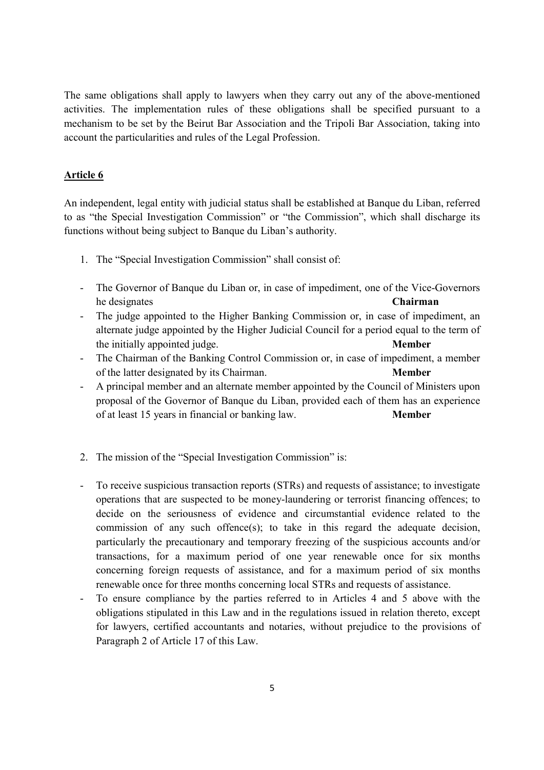The same obligations shall apply to lawyers when they carry out any of the above-mentioned activities. The implementation rules of these obligations shall be specified pursuant to a mechanism to be set by the Beirut Bar Association and the Tripoli Bar Association, taking into account the particularities and rules of the Legal Profession.

## Article 6

An independent, legal entity with judicial status shall be established at Banque du Liban, referred to as "the Special Investigation Commission" or "the Commission", which shall discharge its functions without being subject to Banque du Liban's authority.

1. The "Special Investigation Commission" shall consist of:

- The Governor of Banque du Liban or, in case of impediment, one of the Vice-Governors he designates **Chairman**
- The judge appointed to the Higher Banking Commission or, in case of impediment, an alternate judge appointed by the Higher Judicial Council for a period equal to the term of the initially appointed judge. **Member**
- The Chairman of the Banking Control Commission or, in case of impediment, a member of the latter designated by its Chairman. **Member**
- A principal member and an alternate member appointed by the Council of Ministers upon proposal of the Governor of Banque du Liban, provided each of them has an experience of at least 15 years in financial or banking law. **Member**

2. The mission of the "Special Investigation Commission" is:

- To receive suspicious transaction reports (STRs) and requests of assistance; to investigate operations that are suspected to be money-laundering or terrorist financing offences; to decide on the seriousness of evidence and circumstantial evidence related to the commission of any such offence(s); to take in this regard the adequate decision, particularly the precautionary and temporary freezing of the suspicious accounts and/or transactions, for a maximum period of one year renewable once for six months concerning foreign requests of assistance, and for a maximum period of six months renewable once for three months concerning local STRs and requests of assistance.
- To ensure compliance by the parties referred to in Articles 4 and 5 above with the obligations stipulated in this Law and in the regulations issued in relation thereto, except for lawyers, certified accountants and notaries, without prejudice to the provisions of Paragraph 2 of Article 17 of this Law.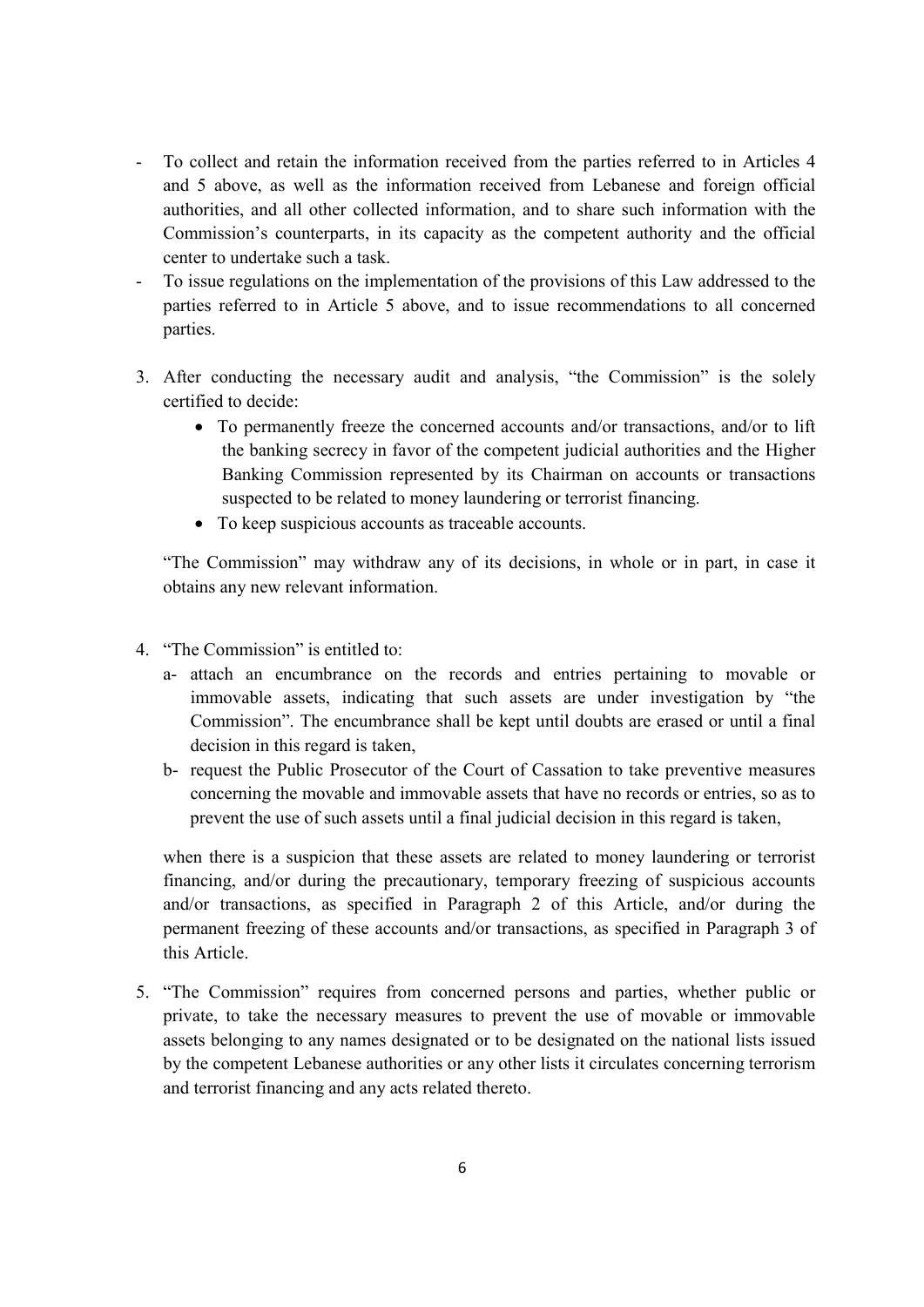- To collect and retain the information received from the parties referred to in Articles 4 and 5 above, as well as the information received from Lebanese and foreign official authorities, and all other collected information, and to share such information with the Commission's counterparts, in its capacity as the competent authority and the official center to undertake such a task.
- To issue regulations on the implementation of the provisions of this Law addressed to the parties referred to in Article 5 above, and to issue recommendations to all concerned parties.

3. After conducting the necessary audit and analysis, "the Commission" is the solely certified to decide:
   - To permanently freeze the concerned accounts and/or transactions, and/or to lift the banking secrecy in favor of the competent judicial authorities and the Higher Banking Commission represented by its Chairman on accounts or transactions suspected to be related to money laundering or terrorist financing.
   - To keep suspicious accounts as traceable accounts.

   "The Commission" may withdraw any of its decisions, in whole or in part, in case it obtains any new relevant information.

4. "The Commission" is entitled to:
   a- attach an encumbrance on the records and entries pertaining to movable or immovable assets, indicating that such assets are under investigation by "the Commission". The encumbrance shall be kept until doubts are erased or until a final decision in this regard is taken,
   b- request the Public Prosecutor of the Court of Cassation to take preventive measures concerning the movable and immovable assets that have no records or entries, so as to prevent the use of such assets until a final judicial decision in this regard is taken,

   when there is a suspicion that these assets are related to money laundering or terrorist financing, and/or during the precautionary, temporary freezing of suspicious accounts and/or transactions, as specified in Paragraph 2 of this Article, and/or during the permanent freezing of these accounts and/or transactions, as specified in Paragraph 3 of this Article.

5. "The Commission" requires from concerned persons and parties, whether public or private, to take the necessary measures to prevent the use of movable or immovable assets belonging to any names designated or to be designated on the national lists issued by the competent Lebanese authorities or any other lists it circulates concerning terrorism and terrorist financing and any acts related thereto.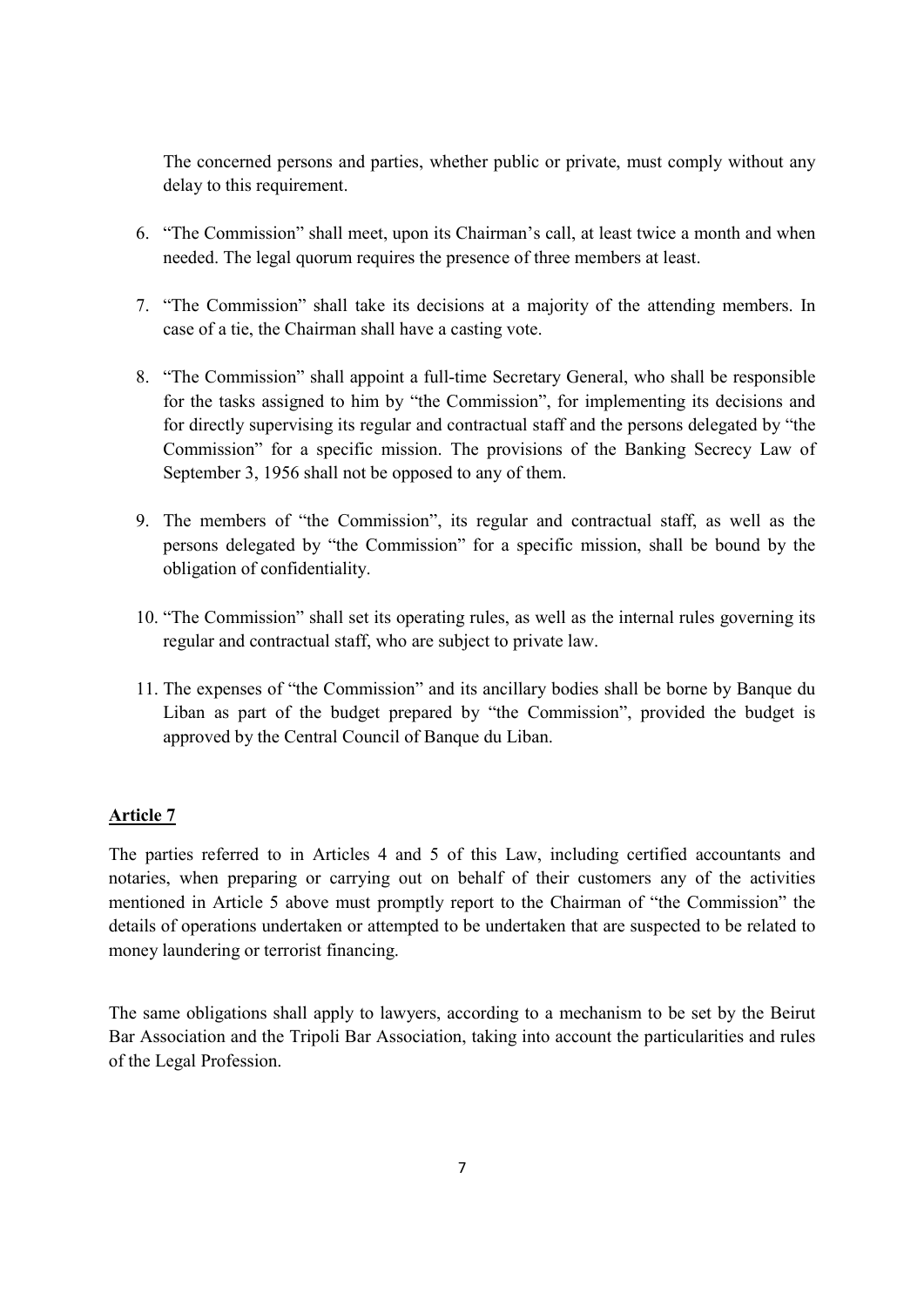The concerned persons and parties, whether public or private, must comply without any delay to this requirement.

6. "The Commission" shall meet, upon its Chairman's call, at least twice a month and when needed. The legal quorum requires the presence of three members at least.

7. "The Commission" shall take its decisions at a majority of the attending members. In case of a tie, the Chairman shall have a casting vote.

8. "The Commission" shall appoint a full-time Secretary General, who shall be responsible for the tasks assigned to him by "the Commission", for implementing its decisions and for directly supervising its regular and contractual staff and the persons delegated by "the Commission" for a specific mission. The provisions of the Banking Secrecy Law of September 3, 1956 shall not be opposed to any of them.

9. The members of "the Commission", its regular and contractual staff, as well as the persons delegated by "the Commission" for a specific mission, shall be bound by the obligation of confidentiality.

10. "The Commission" shall set its operating rules, as well as the internal rules governing its regular and contractual staff, who are subject to private law.

11. The expenses of "the Commission" and its ancillary bodies shall be borne by Banque du Liban as part of the budget prepared by "the Commission", provided the budget is approved by the Central Council of Banque du Liban.

## Article 7

The parties referred to in Articles 4 and 5 of this Law, including certified accountants and notaries, when preparing or carrying out on behalf of their customers any of the activities mentioned in Article 5 above must promptly report to the Chairman of "the Commission" the details of operations undertaken or attempted to be undertaken that are suspected to be related to money laundering or terrorist financing.

The same obligations shall apply to lawyers, according to a mechanism to be set by the Beirut Bar Association and the Tripoli Bar Association, taking into account the particularities and rules of the Legal Profession.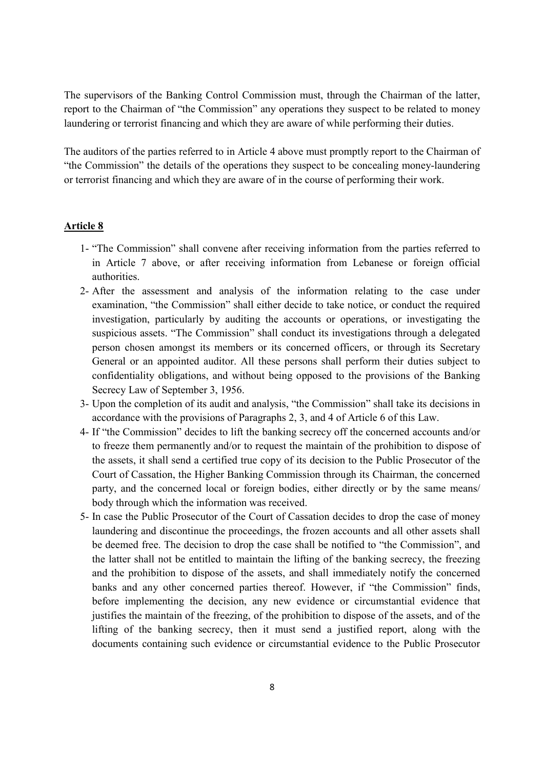The supervisors of the Banking Control Commission must, through the Chairman of the latter, report to the Chairman of "the Commission" any operations they suspect to be related to money laundering or terrorist financing and which they are aware of while performing their duties.

The auditors of the parties referred to in Article 4 above must promptly report to the Chairman of "the Commission" the details of the operations they suspect to be concealing money-laundering or terrorist financing and which they are aware of in the course of performing their work.

## Article 8

1- "The Commission" shall convene after receiving information from the parties referred to in Article 7 above, or after receiving information from Lebanese or foreign official authorities.

2- After the assessment and analysis of the information relating to the case under examination, "the Commission" shall either decide to take notice, or conduct the required investigation, particularly by auditing the accounts or operations, or investigating the suspicious assets. "The Commission" shall conduct its investigations through a delegated person chosen amongst its members or its concerned officers, or through its Secretary General or an appointed auditor. All these persons shall perform their duties subject to confidentiality obligations, and without being opposed to the provisions of the Banking Secrecy Law of September 3, 1956.

3- Upon the completion of its audit and analysis, "the Commission" shall take its decisions in accordance with the provisions of Paragraphs 2, 3, and 4 of Article 6 of this Law.

4- If "the Commission" decides to lift the banking secrecy off the concerned accounts and/or to freeze them permanently and/or to request the maintain of the prohibition to dispose of the assets, it shall send a certified true copy of its decision to the Public Prosecutor of the Court of Cassation, the Higher Banking Commission through its Chairman, the concerned party, and the concerned local or foreign bodies, either directly or by the same means/ body through which the information was received.

5- In case the Public Prosecutor of the Court of Cassation decides to drop the case of money laundering and discontinue the proceedings, the frozen accounts and all other assets shall be deemed free. The decision to drop the case shall be notified to "the Commission", and the latter shall not be entitled to maintain the lifting of the banking secrecy, the freezing and the prohibition to dispose of the assets, and shall immediately notify the concerned banks and any other concerned parties thereof. However, if "the Commission" finds, before implementing the decision, any new evidence or circumstantial evidence that justifies the maintain of the freezing, of the prohibition to dispose of the assets, and of the lifting of the banking secrecy, then it must send a justified report, along with the documents containing such evidence or circumstantial evidence to the Public Prosecutor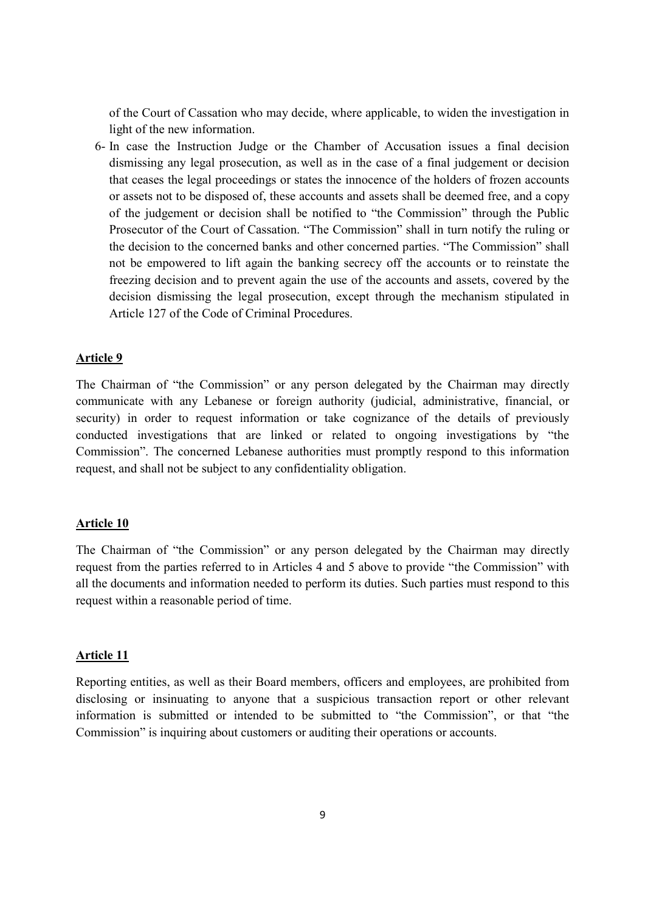of the Court of Cassation who may decide, where applicable, to widen the investigation in light of the new information.

6- In case the Instruction Judge or the Chamber of Accusation issues a final decision dismissing any legal prosecution, as well as in the case of a final judgement or decision that ceases the legal proceedings or states the innocence of the holders of frozen accounts or assets not to be disposed of, these accounts and assets shall be deemed free, and a copy of the judgement or decision shall be notified to "the Commission" through the Public Prosecutor of the Court of Cassation. "The Commission" shall in turn notify the ruling or the decision to the concerned banks and other concerned parties. "The Commission" shall not be empowered to lift again the banking secrecy off the accounts or to reinstate the freezing decision and to prevent again the use of the accounts and assets, covered by the decision dismissing the legal prosecution, except through the mechanism stipulated in Article 127 of the Code of Criminal Procedures.

## Article 9

The Chairman of "the Commission" or any person delegated by the Chairman may directly communicate with any Lebanese or foreign authority (judicial, administrative, financial, or security) in order to request information or take cognizance of the details of previously conducted investigations that are linked or related to ongoing investigations by "the Commission". The concerned Lebanese authorities must promptly respond to this information request, and shall not be subject to any confidentiality obligation.

## Article 10

The Chairman of "the Commission" or any person delegated by the Chairman may directly request from the parties referred to in Articles 4 and 5 above to provide "the Commission" with all the documents and information needed to perform its duties. Such parties must respond to this request within a reasonable period of time.

## Article 11

Reporting entities, as well as their Board members, officers and employees, are prohibited from disclosing or insinuating to anyone that a suspicious transaction report or other relevant information is submitted or intended to be submitted to "the Commission", or that "the Commission" is inquiring about customers or auditing their operations or accounts.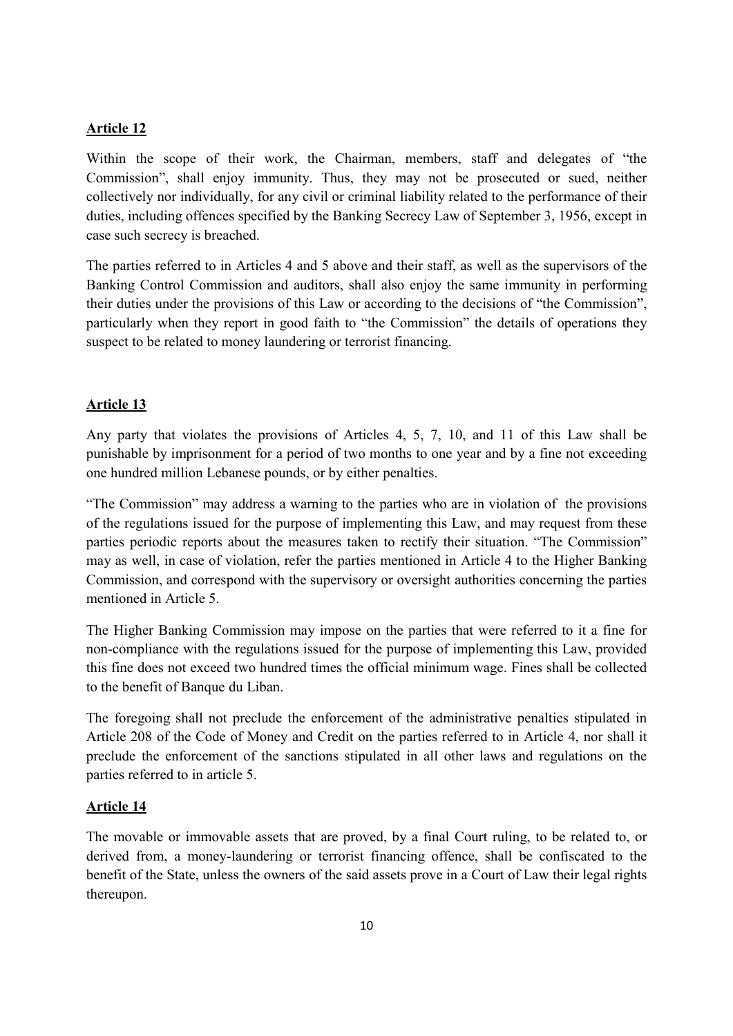**Article 12**

Within the scope of their work, the Chairman, members, staff and delegates of "the Commission", shall enjoy immunity. Thus, they may not be prosecuted or sued, neither collectively nor individually, for any civil or criminal liability related to the performance of their duties, including offences specified by the Banking Secrecy Law of September 3, 1956, except in case such secrecy is breached.

The parties referred to in Articles 4 and 5 above and their staff, as well as the supervisors of the Banking Control Commission and auditors, shall also enjoy the same immunity in performing their duties under the provisions of this Law or according to the decisions of "the Commission", particularly when they report in good faith to "the Commission" the details of operations they suspect to be related to money laundering or terrorist financing.

**Article 13**

Any party that violates the provisions of Articles 4, 5, 7, 10, and 11 of this Law shall be punishable by imprisonment for a period of two months to one year and by a fine not exceeding one hundred million Lebanese pounds, or by either penalties.

"The Commission" may address a warning to the parties who are in violation of the provisions of the regulations issued for the purpose of implementing this Law, and may request from these parties periodic reports about the measures taken to rectify their situation. "The Commission" may as well, in case of violation, refer the parties mentioned in Article 4 to the Higher Banking Commission, and correspond with the supervisory or oversight authorities concerning the parties mentioned in Article 5.

The Higher Banking Commission may impose on the parties that were referred to it a fine for non-compliance with the regulations issued for the purpose of implementing this Law, provided this fine does not exceed two hundred times the official minimum wage. Fines shall be collected to the benefit of Banque du Liban.

The foregoing shall not preclude the enforcement of the administrative penalties stipulated in Article 208 of the Code of Money and Credit on the parties referred to in Article 4, nor shall it preclude the enforcement of the sanctions stipulated in all other laws and regulations on the parties referred to in article 5.

**Article 14**

The movable or immovable assets that are proved, by a final Court ruling, to be related to, or derived from, a money-laundering or terrorist financing offence, shall be confiscated to the benefit of the State, unless the owners of the said assets prove in a Court of Law their legal rights thereupon.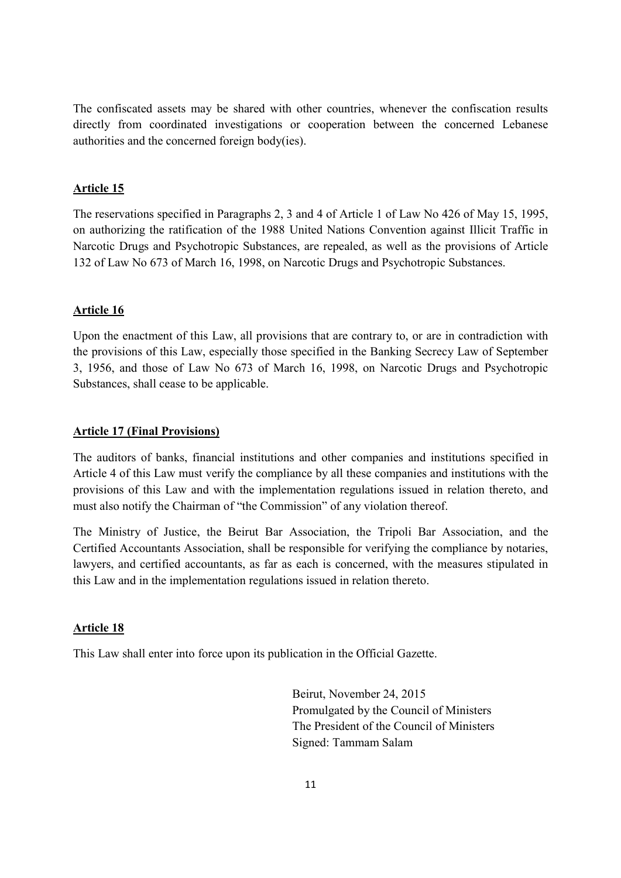The confiscated assets may be shared with other countries, whenever the confiscation results directly from coordinated investigations or cooperation between the concerned Lebanese authorities and the concerned foreign body(ies).

**Article 15**

The reservations specified in Paragraphs 2, 3 and 4 of Article 1 of Law No 426 of May 15, 1995, on authorizing the ratification of the 1988 United Nations Convention against Illicit Traffic in Narcotic Drugs and Psychotropic Substances, are repealed, as well as the provisions of Article 132 of Law No 673 of March 16, 1998, on Narcotic Drugs and Psychotropic Substances.

**Article 16**

Upon the enactment of this Law, all provisions that are contrary to, or are in contradiction with the provisions of this Law, especially those specified in the Banking Secrecy Law of September 3, 1956, and those of Law No 673 of March 16, 1998, on Narcotic Drugs and Psychotropic Substances, shall cease to be applicable.

**Article 17 (Final Provisions)**

The auditors of banks, financial institutions and other companies and institutions specified in Article 4 of this Law must verify the compliance by all these companies and institutions with the provisions of this Law and with the implementation regulations issued in relation thereto, and must also notify the Chairman of "the Commission" of any violation thereof.

The Ministry of Justice, the Beirut Bar Association, the Tripoli Bar Association, and the Certified Accountants Association, shall be responsible for verifying the compliance by notaries, lawyers, and certified accountants, as far as each is concerned, with the measures stipulated in this Law and in the implementation regulations issued in relation thereto.

**Article 18**

This Law shall enter into force upon its publication in the Official Gazette.

Beirut, November 24, 2015
Promulgated by the Council of Ministers
The President of the Council of Ministers
Signed: Tammam Salam